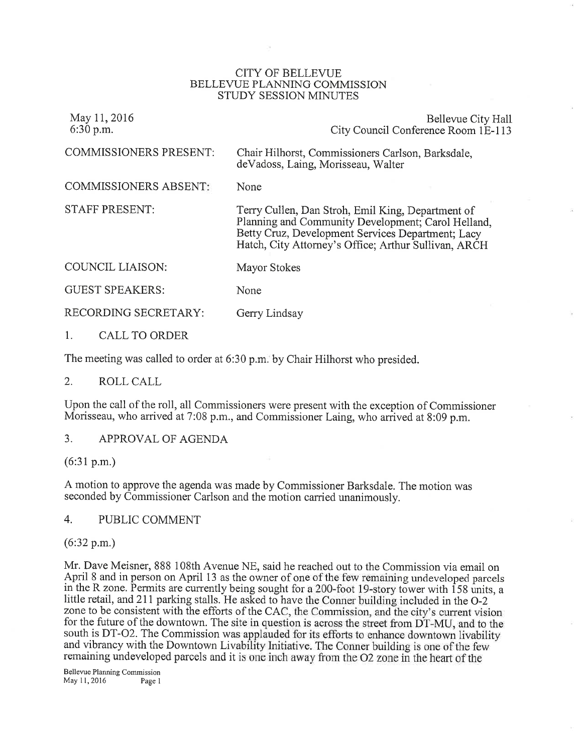# CITY OF BELLEVUE
## BELLEVUE PLANNING COMMISSION
## STUDY SESSION MINUTES

May 11, 2016
6:30 p.m.

Bellevue City Hall
City Council Conference Room 1E-113

| | |
|---|---|
| COMMISSIONERS PRESENT: | Chair Hilhorst, Commissioners Carlson, Barksdale, deVadoss, Laing, Morisseau, Walter |
| COMMISSIONERS ABSENT: | None |
| STAFF PRESENT: | Terry Cullen, Dan Stroh, Emil King, Department of Planning and Community Development; Carol Helland, Betty Cruz, Development Services Department; Lacy Hatch, City Attorney's Office; Arthur Sullivan, ARCH |
| COUNCIL LIAISON: | Mayor Stokes |
| GUEST SPEAKERS: | None |
| RECORDING SECRETARY: | Gerry Lindsay |

1. CALL TO ORDER

The meeting was called to order at 6:30 p.m. by Chair Hilhorst who presided.

2. ROLL CALL

Upon the call of the roll, all Commissioners were present with the exception of Commissioner Morisseau, who arrived at 7:08 p.m., and Commissioner Laing, who arrived at 8:09 p.m.

3. APPROVAL OF AGENDA

(6:31 p.m.)

A motion to approve the agenda was made by Commissioner Barksdale. The motion was seconded by Commissioner Carlson and the motion carried unanimously.

4. PUBLIC COMMENT

(6:32 p.m.)

Mr. Dave Meisner, 888 108th Avenue NE, said he reached out to the Commission via email on April 8 and in person on April 13 as the owner of one of the few remaining undeveloped parcels in the R zone. Permits are currently being sought for a 200-foot 19-story tower with 158 units, a little retail, and 211 parking stalls. He asked to have the Conner building included in the O-2 zone to be consistent with the efforts of the CAC, the Commission, and the city's current vision for the future of the downtown. The site in question is across the street from DT-MU, and to the south is DT-O2. The Commission was applauded for its efforts to enhance downtown livability and vibrancy with the Downtown Livability Initiative. The Conner building is one of the few remaining undeveloped parcels and it is one inch away from the O2 zone in the heart of the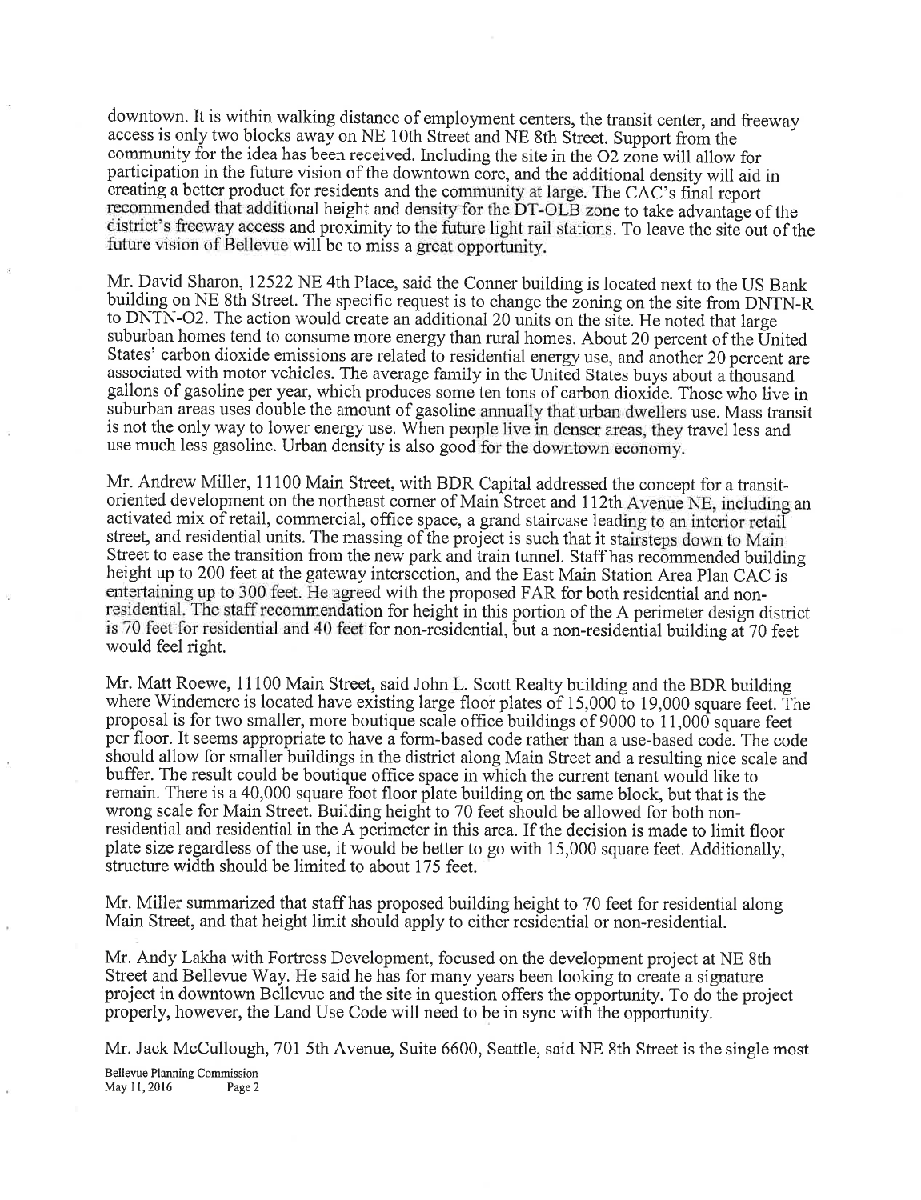downtown. It is within walking distance of employment centers, the transit center, and freeway access is only two blocks away on NE 10th Street and NE 8th Street. Support from the community for the idea has been received. Including the site in the O2 zone will allow for participation in the future vision of the downtown core, and the additional density will aid in creating a better product for residents and the community at large. The CAC's final report recommended that additional height and density for the DT-OLB zone to take advantage of the district's freeway access and proximity to the future light rail stations. To leave the site out of the future vision of Bellevue will be to miss a great opportunity.

Mr. David Sharon, 12522 NE 4th Place, said the Conner building is located next to the US Bank building on NE 8th Street. The specific request is to change the zoning on the site from DNTN-R to DNTN-O2. The action would create an additional 20 units on the site. He noted that large suburban homes tend to consume more energy than rural homes. About 20 percent of the United States' carbon dioxide emissions are related to residential energy use, and another 20 percent are associated with motor vehicles. The average family in the United States buys about a thousand gallons of gasoline per year, which produces some ten tons of carbon dioxide. Those who live in suburban areas uses double the amount of gasoline annually that urban dwellers use. Mass transit is not the only way to lower energy use. When people live in denser areas, they travel less and use much less gasoline. Urban density is also good for the downtown economy.

Mr. Andrew Miller, 11100 Main Street, with BDR Capital addressed the concept for a transit-oriented development on the northeast corner of Main Street and 112th Avenue NE, including an activated mix of retail, commercial, office space, a grand staircase leading to an interior retail street, and residential units. The massing of the project is such that it stairsteps down to Main Street to ease the transition from the new park and train tunnel. Staff has recommended building height up to 200 feet at the gateway intersection, and the East Main Station Area Plan CAC is entertaining up to 300 feet. He agreed with the proposed FAR for both residential and non-residential. The staff recommendation for height in this portion of the A perimeter design district is 70 feet for residential and 40 feet for non-residential, but a non-residential building at 70 feet would feel right.

Mr. Matt Roewe, 11100 Main Street, said John L. Scott Realty building and the BDR building where Windemere is located have existing large floor plates of 15,000 to 19,000 square feet. The proposal is for two smaller, more boutique scale office buildings of 9000 to 11,000 square feet per floor. It seems appropriate to have a form-based code rather than a use-based code. The code should allow for smaller buildings in the district along Main Street and a resulting nice scale and buffer. The result could be boutique office space in which the current tenant would like to remain. There is a 40,000 square foot floor plate building on the same block, but that is the wrong scale for Main Street. Building height to 70 feet should be allowed for both non-residential and residential in the A perimeter in this area. If the decision is made to limit floor plate size regardless of the use, it would be better to go with 15,000 square feet. Additionally, structure width should be limited to about 175 feet.

Mr. Miller summarized that staff has proposed building height to 70 feet for residential along Main Street, and that height limit should apply to either residential or non-residential.

Mr. Andy Lakha with Fortress Development, focused on the development project at NE 8th Street and Bellevue Way. He said he has for many years been looking to create a signature project in downtown Bellevue and the site in question offers the opportunity. To do the project properly, however, the Land Use Code will need to be in sync with the opportunity.

Mr. Jack McCullough, 701 5th Avenue, Suite 6600, Seattle, said NE 8th Street is the single most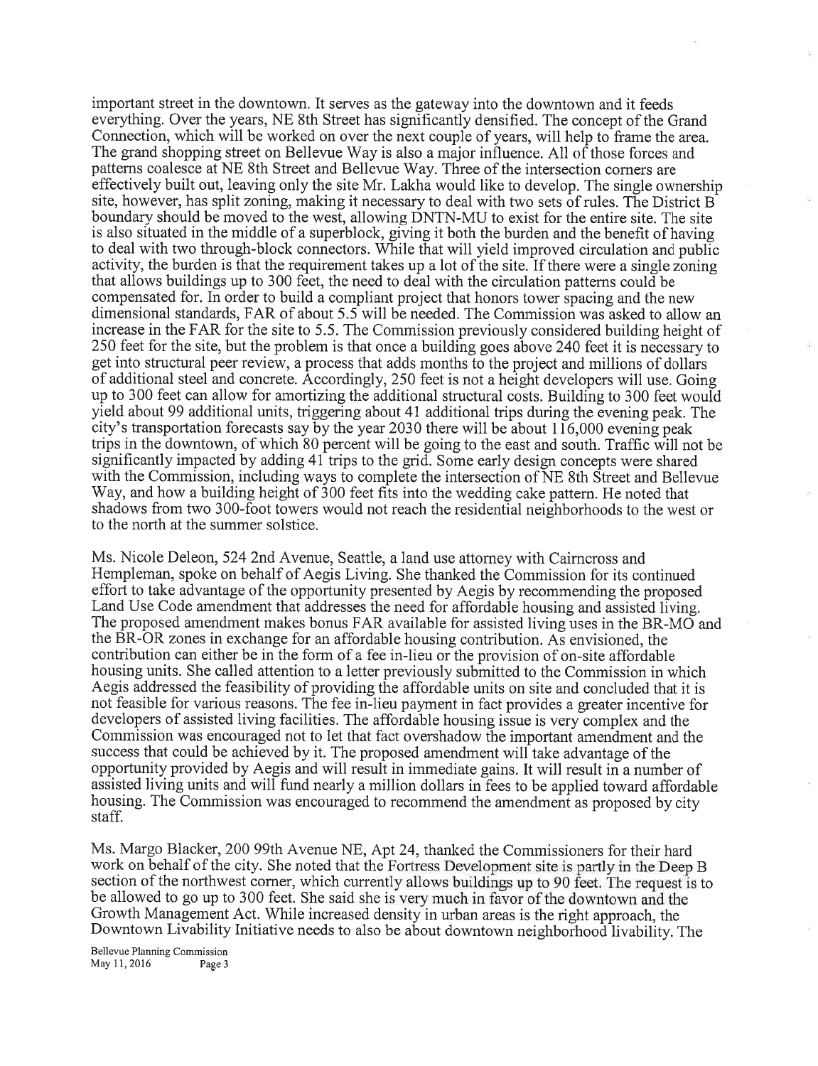important street in the downtown. It serves as the gateway into the downtown and it feeds everything. Over the years, NE 8th Street has significantly densified. The concept of the Grand Connection, which will be worked on over the next couple of years, will help to frame the area. The grand shopping street on Bellevue Way is also a major influence. All of those forces and patterns coalesce at NE 8th Street and Bellevue Way. Three of the intersection corners are effectively built out, leaving only the site Mr. Lakha would like to develop. The single ownership site, however, has split zoning, making it necessary to deal with two sets of rules. The District B boundary should be moved to the west, allowing DNTN-MU to exist for the entire site. The site is also situated in the middle of a superblock, giving it both the burden and the benefit of having to deal with two through-block connectors. While that will yield improved circulation and public activity, the burden is that the requirement takes up a lot of the site. If there were a single zoning that allows buildings up to 300 feet, the need to deal with the circulation patterns could be compensated for. In order to build a compliant project that honors tower spacing and the new dimensional standards, FAR of about 5.5 will be needed. The Commission was asked to allow an increase in the FAR for the site to 5.5. The Commission previously considered building height of 250 feet for the site, but the problem is that once a building goes above 240 feet it is necessary to get into structural peer review, a process that adds months to the project and millions of dollars of additional steel and concrete. Accordingly, 250 feet is not a height developers will use. Going up to 300 feet can allow for amortizing the additional structural costs. Building to 300 feet would yield about 99 additional units, triggering about 41 additional trips during the evening peak. The city's transportation forecasts say by the year 2030 there will be about 116,000 evening peak trips in the downtown, of which 80 percent will be going to the east and south. Traffic will not be significantly impacted by adding 41 trips to the grid. Some early design concepts were shared with the Commission, including ways to complete the intersection of NE 8th Street and Bellevue Way, and how a building height of 300 feet fits into the wedding cake pattern. He noted that shadows from two 300-foot towers would not reach the residential neighborhoods to the west or to the north at the summer solstice.

Ms. Nicole Deleon, 524 2nd Avenue, Seattle, a land use attorney with Cairncross and Hempleman, spoke on behalf of Aegis Living. She thanked the Commission for its continued effort to take advantage of the opportunity presented by Aegis by recommending the proposed Land Use Code amendment that addresses the need for affordable housing and assisted living. The proposed amendment makes bonus FAR available for assisted living uses in the BR-MO and the BR-OR zones in exchange for an affordable housing contribution. As envisioned, the contribution can either be in the form of a fee in-lieu or the provision of on-site affordable housing units. She called attention to a letter previously submitted to the Commission in which Aegis addressed the feasibility of providing the affordable units on site and concluded that it is not feasible for various reasons. The fee in-lieu payment in fact provides a greater incentive for developers of assisted living facilities. The affordable housing issue is very complex and the Commission was encouraged not to let that fact overshadow the important amendment and the success that could be achieved by it. The proposed amendment will take advantage of the opportunity provided by Aegis and will result in immediate gains. It will result in a number of assisted living units and will fund nearly a million dollars in fees to be applied toward affordable housing. The Commission was encouraged to recommend the amendment as proposed by city staff.

Ms. Margo Blacker, 200 99th Avenue NE, Apt 24, thanked the Commissioners for their hard work on behalf of the city. She noted that the Fortress Development site is partly in the Deep B section of the northwest corner, which currently allows buildings up to 90 feet. The request is to be allowed to go up to 300 feet. She said she is very much in favor of the downtown and the Growth Management Act. While increased density in urban areas is the right approach, the Downtown Livability Initiative needs to also be about downtown neighborhood livability. The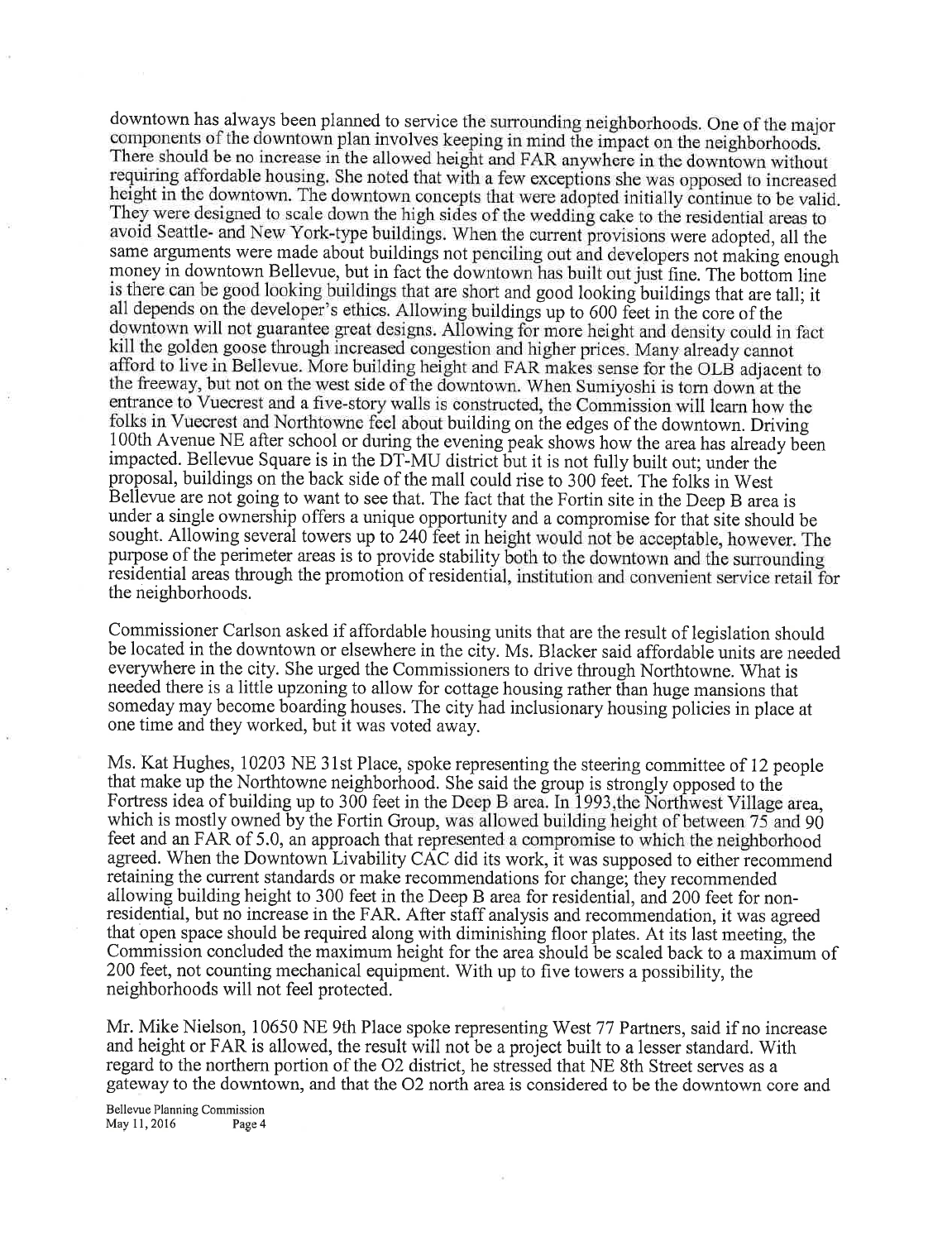downtown has always been planned to service the surrounding neighborhoods. One of the major components of the downtown plan involves keeping in mind the impact on the neighborhoods. There should be no increase in the allowed height and FAR anywhere in the downtown without requiring affordable housing. She noted that with a few exceptions she was opposed to increased height in the downtown. The downtown concepts that were adopted initially continue to be valid. They were designed to scale down the high sides of the wedding cake to the residential areas to avoid Seattle- and New York-type buildings. When the current provisions were adopted, all the same arguments were made about buildings not penciling out and developers not making enough money in downtown Bellevue, but in fact the downtown has built out just fine. The bottom line is there can be good looking buildings that are short and good looking buildings that are tall; it all depends on the developer's ethics. Allowing buildings up to 600 feet in the core of the downtown will not guarantee great designs. Allowing for more height and density could in fact kill the golden goose through increased congestion and higher prices. Many already cannot afford to live in Bellevue. More building height and FAR makes sense for the OLB adjacent to the freeway, but not on the west side of the downtown. When Sumiyoshi is torn down at the entrance to Vuecrest and a five-story walls is constructed, the Commission will learn how the folks in Vuecrest and Northtowne feel about building on the edges of the downtown. Driving 100th Avenue NE after school or during the evening peak shows how the area has already been impacted. Bellevue Square is in the DT-MU district but it is not fully built out; under the proposal, buildings on the back side of the mall could rise to 300 feet. The folks in West Bellevue are not going to want to see that. The fact that the Fortin site in the Deep B area is under a single ownership offers a unique opportunity and a compromise for that site should be sought. Allowing several towers up to 240 feet in height would not be acceptable, however. The purpose of the perimeter areas is to provide stability both to the downtown and the surrounding residential areas through the promotion of residential, institution and convenient service retail for the neighborhoods.

Commissioner Carlson asked if affordable housing units that are the result of legislation should be located in the downtown or elsewhere in the city. Ms. Blacker said affordable units are needed everywhere in the city. She urged the Commissioners to drive through Northtowne. What is needed there is a little upzoning to allow for cottage housing rather than huge mansions that someday may become boarding houses. The city had inclusionary housing policies in place at one time and they worked, but it was voted away.

Ms. Kat Hughes, 10203 NE 31st Place, spoke representing the steering committee of 12 people that make up the Northtowne neighborhood. She said the group is strongly opposed to the Fortress idea of building up to 300 feet in the Deep B area. In 1993,the Northwest Village area, which is mostly owned by the Fortin Group, was allowed building height of between 75 and 90 feet and an FAR of 5.0, an approach that represented a compromise to which the neighborhood agreed. When the Downtown Livability CAC did its work, it was supposed to either recommend retaining the current standards or make recommendations for change; they recommended allowing building height to 300 feet in the Deep B area for residential, and 200 feet for non-residential, but no increase in the FAR. After staff analysis and recommendation, it was agreed that open space should be required along with diminishing floor plates. At its last meeting, the Commission concluded the maximum height for the area should be scaled back to a maximum of 200 feet, not counting mechanical equipment. With up to five towers a possibility, the neighborhoods will not feel protected.

Mr. Mike Nielson, 10650 NE 9th Place spoke representing West 77 Partners, said if no increase and height or FAR is allowed, the result will not be a project built to a lesser standard. With regard to the northern portion of the O2 district, he stressed that NE 8th Street serves as a gateway to the downtown, and that the O2 north area is considered to be the downtown core and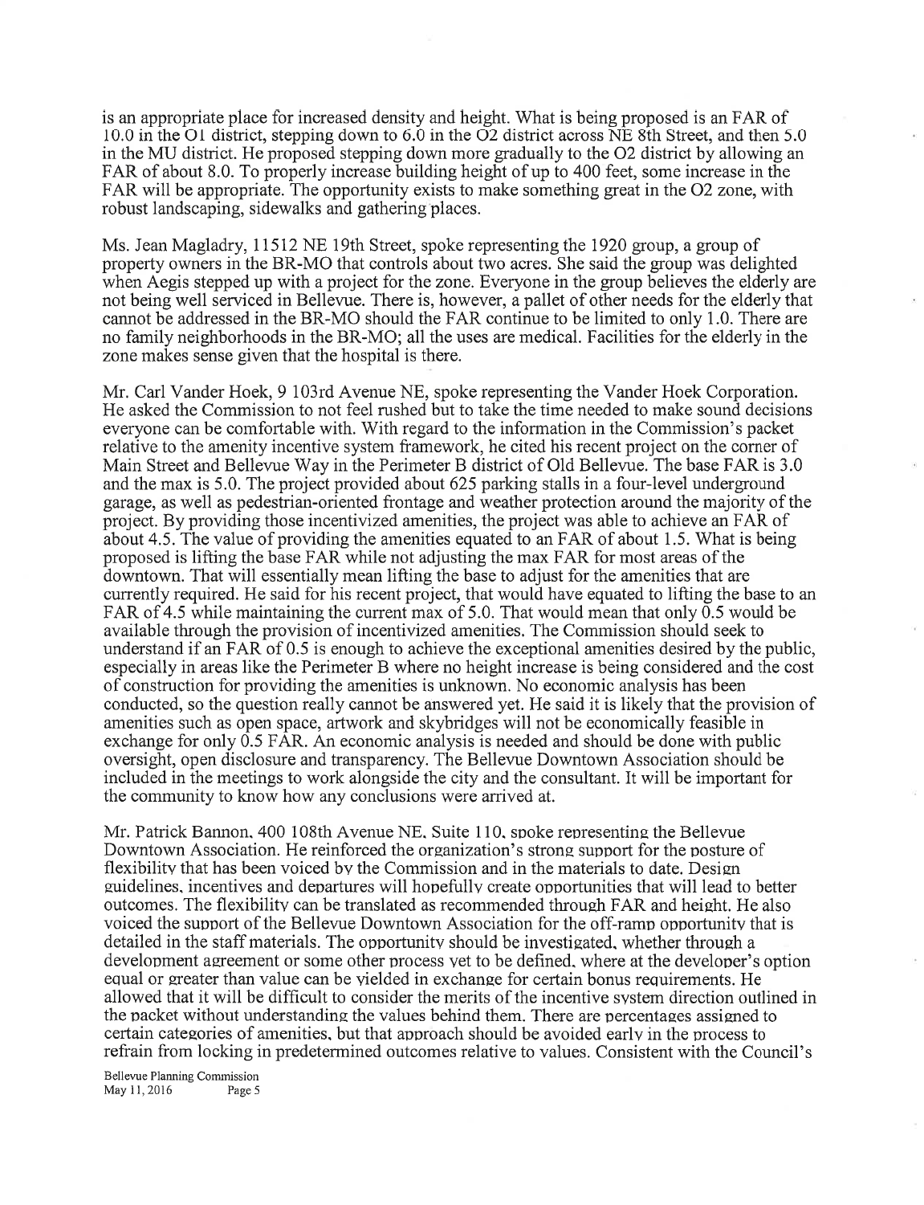is an appropriate place for increased density and height. What is being proposed is an FAR of 10.0 in the O1 district, stepping down to 6.0 in the O2 district across NE 8th Street, and then 5.0 in the MU district. He proposed stepping down more gradually to the O2 district by allowing an FAR of about 8.0. To properly increase building height of up to 400 feet, some increase in the FAR will be appropriate. The opportunity exists to make something great in the O2 zone, with robust landscaping, sidewalks and gathering places.

Ms. Jean Magladry, 11512 NE 19th Street, spoke representing the 1920 group, a group of property owners in the BR-MO that controls about two acres. She said the group was delighted when Aegis stepped up with a project for the zone. Everyone in the group believes the elderly are not being well serviced in Bellevue. There is, however, a pallet of other needs for the elderly that cannot be addressed in the BR-MO should the FAR continue to be limited to only 1.0. There are no family neighborhoods in the BR-MO; all the uses are medical. Facilities for the elderly in the zone makes sense given that the hospital is there.

Mr. Carl Vander Hoek, 9 103rd Avenue NE, spoke representing the Vander Hoek Corporation. He asked the Commission to not feel rushed but to take the time needed to make sound decisions everyone can be comfortable with. With regard to the information in the Commission's packet relative to the amenity incentive system framework, he cited his recent project on the corner of Main Street and Bellevue Way in the Perimeter B district of Old Bellevue. The base FAR is 3.0 and the max is 5.0. The project provided about 625 parking stalls in a four-level underground garage, as well as pedestrian-oriented frontage and weather protection around the majority of the project. By providing those incentivized amenities, the project was able to achieve an FAR of about 4.5. The value of providing the amenities equated to an FAR of about 1.5. What is being proposed is lifting the base FAR while not adjusting the max FAR for most areas of the downtown. That will essentially mean lifting the base to adjust for the amenities that are currently required. He said for his recent project, that would have equated to lifting the base to an FAR of 4.5 while maintaining the current max of 5.0. That would mean that only 0.5 would be available through the provision of incentivized amenities. The Commission should seek to understand if an FAR of 0.5 is enough to achieve the exceptional amenities desired by the public, especially in areas like the Perimeter B where no height increase is being considered and the cost of construction for providing the amenities is unknown. No economic analysis has been conducted, so the question really cannot be answered yet. He said it is likely that the provision of amenities such as open space, artwork and skybridges will not be economically feasible in exchange for only 0.5 FAR. An economic analysis is needed and should be done with public oversight, open disclosure and transparency. The Bellevue Downtown Association should be included in the meetings to work alongside the city and the consultant. It will be important for the community to know how any conclusions were arrived at.

Mr. Patrick Bannon, 400 108th Avenue NE, Suite 110, spoke representing the Bellevue Downtown Association. He reinforced the organization's strong support for the posture of flexibility that has been voiced by the Commission and in the materials to date. Design guidelines, incentives and departures will hopefully create opportunities that will lead to better outcomes. The flexibility can be translated as recommended through FAR and height. He also voiced the support of the Bellevue Downtown Association for the off-ramp opportunity that is detailed in the staff materials. The opportunity should be investigated, whether through a development agreement or some other process yet to be defined, where at the developer's option equal or greater than value can be yielded in exchange for certain bonus requirements. He allowed that it will be difficult to consider the merits of the incentive system direction outlined in the packet without understanding the values behind them. There are percentages assigned to certain categories of amenities, but that approach should be avoided early in the process to refrain from locking in predetermined outcomes relative to values. Consistent with the Council's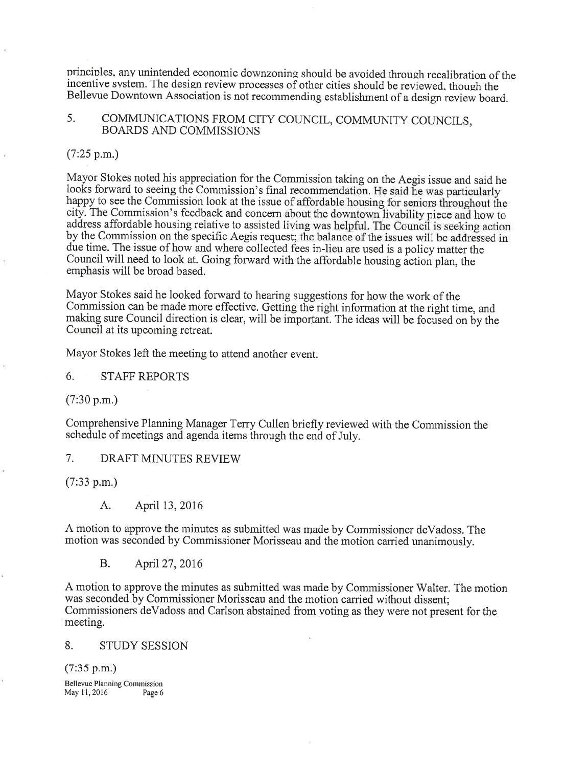principles, any unintended economic downzoning should be avoided through recalibration of the incentive system. The design review processes of other cities should be reviewed, though the Bellevue Downtown Association is not recommending establishment of a design review board.

## 5. COMMUNICATIONS FROM CITY COUNCIL, COMMUNITY COUNCILS, BOARDS AND COMMISSIONS

(7:25 p.m.)

Mayor Stokes noted his appreciation for the Commission taking on the Aegis issue and said he looks forward to seeing the Commission's final recommendation. He said he was particularly happy to see the Commission look at the issue of affordable housing for seniors throughout the city. The Commission's feedback and concern about the downtown livability piece and how to address affordable housing relative to assisted living was helpful. The Council is seeking action by the Commission on the specific Aegis request; the balance of the issues will be addressed in due time. The issue of how and where collected fees in-lieu are used is a policy matter the Council will need to look at. Going forward with the affordable housing action plan, the emphasis will be broad based.

Mayor Stokes said he looked forward to hearing suggestions for how the work of the Commission can be made more effective. Getting the right information at the right time, and making sure Council direction is clear, will be important. The ideas will be focused on by the Council at its upcoming retreat.

Mayor Stokes left the meeting to attend another event.

## 6. STAFF REPORTS

(7:30 p.m.)

Comprehensive Planning Manager Terry Cullen briefly reviewed with the Commission the schedule of meetings and agenda items through the end of July.

## 7. DRAFT MINUTES REVIEW

(7:33 p.m.)

### A. April 13, 2016

A motion to approve the minutes as submitted was made by Commissioner deVadoss. The motion was seconded by Commissioner Morisseau and the motion carried unanimously.

### B. April 27, 2016

A motion to approve the minutes as submitted was made by Commissioner Walter. The motion was seconded by Commissioner Morisseau and the motion carried without dissent; Commissioners deVadoss and Carlson abstained from voting as they were not present for the meeting.

## 8. STUDY SESSION

(7:35 p.m.)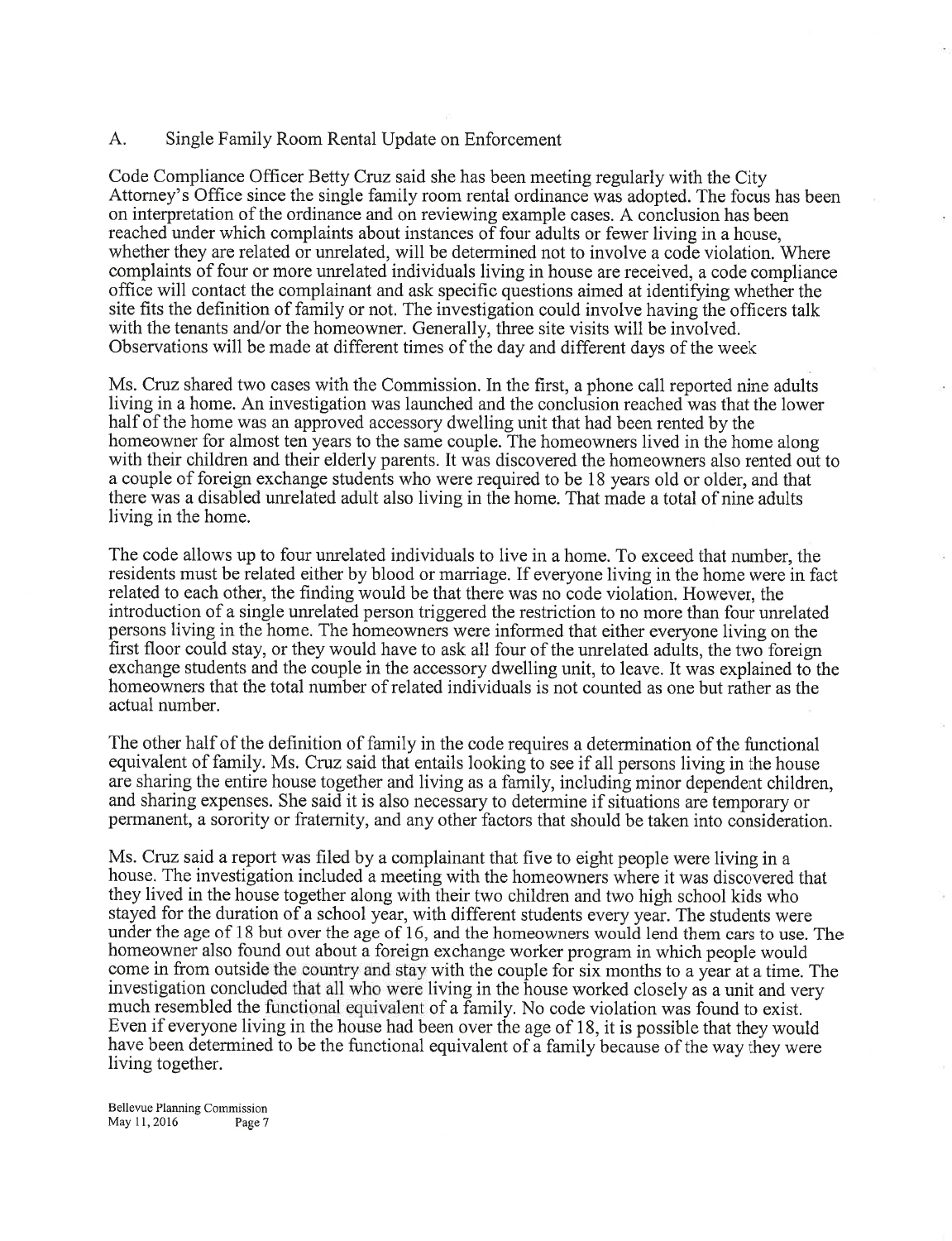A. Single Family Room Rental Update on Enforcement

Code Compliance Officer Betty Cruz said she has been meeting regularly with the City Attorney's Office since the single family room rental ordinance was adopted. The focus has been on interpretation of the ordinance and on reviewing example cases. A conclusion has been reached under which complaints about instances of four adults or fewer living in a house, whether they are related or unrelated, will be determined not to involve a code violation. Where complaints of four or more unrelated individuals living in house are received, a code compliance office will contact the complainant and ask specific questions aimed at identifying whether the site fits the definition of family or not. The investigation could involve having the officers talk with the tenants and/or the homeowner. Generally, three site visits will be involved. Observations will be made at different times of the day and different days of the week

Ms. Cruz shared two cases with the Commission. In the first, a phone call reported nine adults living in a home. An investigation was launched and the conclusion reached was that the lower half of the home was an approved accessory dwelling unit that had been rented by the homeowner for almost ten years to the same couple. The homeowners lived in the home along with their children and their elderly parents. It was discovered the homeowners also rented out to a couple of foreign exchange students who were required to be 18 years old or older, and that there was a disabled unrelated adult also living in the home. That made a total of nine adults living in the home.

The code allows up to four unrelated individuals to live in a home. To exceed that number, the residents must be related either by blood or marriage. If everyone living in the home were in fact related to each other, the finding would be that there was no code violation. However, the introduction of a single unrelated person triggered the restriction to no more than four unrelated persons living in the home. The homeowners were informed that either everyone living on the first floor could stay, or they would have to ask all four of the unrelated adults, the two foreign exchange students and the couple in the accessory dwelling unit, to leave. It was explained to the homeowners that the total number of related individuals is not counted as one but rather as the actual number.

The other half of the definition of family in the code requires a determination of the functional equivalent of family. Ms. Cruz said that entails looking to see if all persons living in the house are sharing the entire house together and living as a family, including minor dependent children, and sharing expenses. She said it is also necessary to determine if situations are temporary or permanent, a sorority or fraternity, and any other factors that should be taken into consideration.

Ms. Cruz said a report was filed by a complainant that five to eight people were living in a house. The investigation included a meeting with the homeowners where it was discovered that they lived in the house together along with their two children and two high school kids who stayed for the duration of a school year, with different students every year. The students were under the age of 18 but over the age of 16, and the homeowners would lend them cars to use. The homeowner also found out about a foreign exchange worker program in which people would come in from outside the country and stay with the couple for six months to a year at a time. The investigation concluded that all who were living in the house worked closely as a unit and very much resembled the functional equivalent of a family. No code violation was found to exist. Even if everyone living in the house had been over the age of 18, it is possible that they would have been determined to be the functional equivalent of a family because of the way they were living together.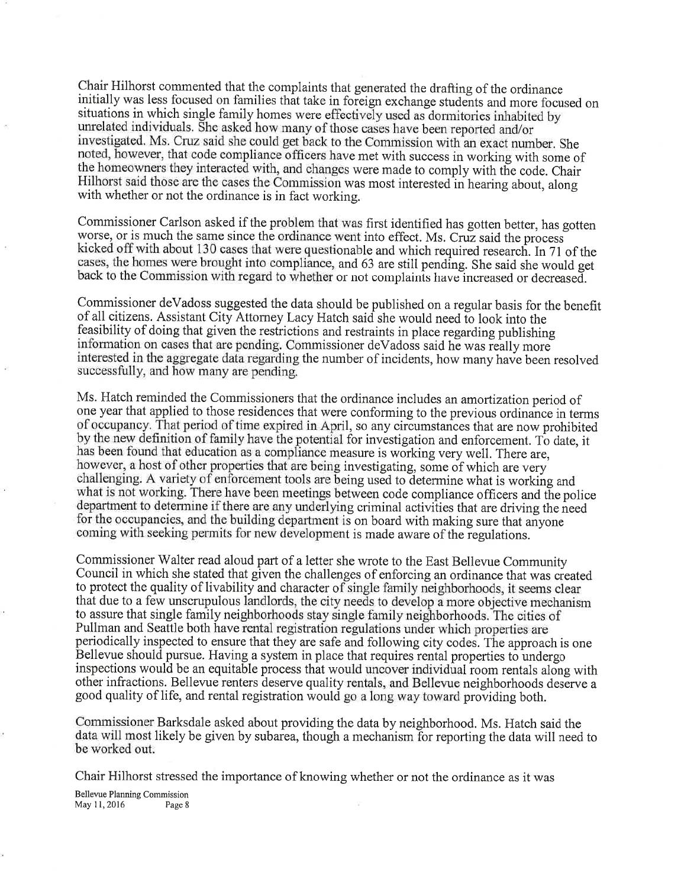Chair Hilhorst commented that the complaints that generated the drafting of the ordinance initially was less focused on families that take in foreign exchange students and more focused on situations in which single family homes were effectively used as dormitories inhabited by unrelated individuals. She asked how many of those cases have been reported and/or investigated. Ms. Cruz said she could get back to the Commission with an exact number. She noted, however, that code compliance officers have met with success in working with some of the homeowners they interacted with, and changes were made to comply with the code. Chair Hilhorst said those are the cases the Commission was most interested in hearing about, along with whether or not the ordinance is in fact working.

Commissioner Carlson asked if the problem that was first identified has gotten better, has gotten worse, or is much the same since the ordinance went into effect. Ms. Cruz said the process kicked off with about 130 cases that were questionable and which required research. In 71 of the cases, the homes were brought into compliance, and 63 are still pending. She said she would get back to the Commission with regard to whether or not complaints have increased or decreased.

Commissioner deVadoss suggested the data should be published on a regular basis for the benefit of all citizens. Assistant City Attorney Lacy Hatch said she would need to look into the feasibility of doing that given the restrictions and restraints in place regarding publishing information on cases that are pending. Commissioner deVadoss said he was really more interested in the aggregate data regarding the number of incidents, how many have been resolved successfully, and how many are pending.

Ms. Hatch reminded the Commissioners that the ordinance includes an amortization period of one year that applied to those residences that were conforming to the previous ordinance in terms of occupancy. That period of time expired in April, so any circumstances that are now prohibited by the new definition of family have the potential for investigation and enforcement. To date, it has been found that education as a compliance measure is working very well. There are, however, a host of other properties that are being investigating, some of which are very challenging. A variety of enforcement tools are being used to determine what is working and what is not working. There have been meetings between code compliance officers and the police department to determine if there are any underlying criminal activities that are driving the need for the occupancies, and the building department is on board with making sure that anyone coming with seeking permits for new development is made aware of the regulations.

Commissioner Walter read aloud part of a letter she wrote to the East Bellevue Community Council in which she stated that given the challenges of enforcing an ordinance that was created to protect the quality of livability and character of single family neighborhoods, it seems clear that due to a few unscrupulous landlords, the city needs to develop a more objective mechanism to assure that single family neighborhoods stay single family neighborhoods. The cities of Pullman and Seattle both have rental registration regulations under which properties are periodically inspected to ensure that they are safe and following city codes. The approach is one Bellevue should pursue. Having a system in place that requires rental properties to undergo inspections would be an equitable process that would uncover individual room rentals along with other infractions. Bellevue renters deserve quality rentals, and Bellevue neighborhoods deserve a good quality of life, and rental registration would go a long way toward providing both.

Commissioner Barksdale asked about providing the data by neighborhood. Ms. Hatch said the data will most likely be given by subarea, though a mechanism for reporting the data will need to be worked out.

Chair Hilhorst stressed the importance of knowing whether or not the ordinance as it was